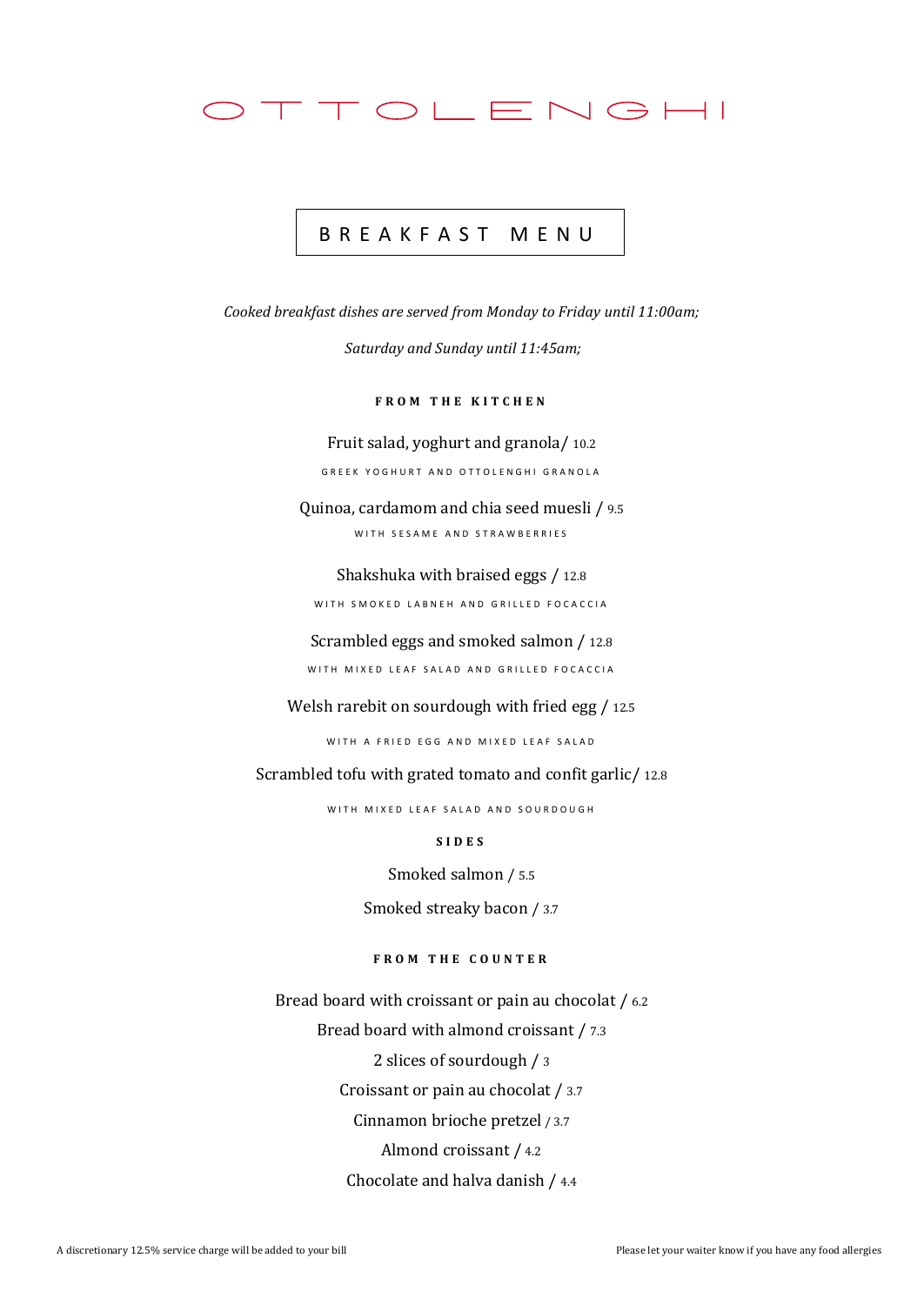# OTTOLENGHI

## BREAKFAST MENU

*Cooked breakfast dishes are served from Monday to Friday until 11:00am;*

*Saturday and Sunday until 11:45am;*

### FROM THE KITCHEN

Fruit salad, yoghurt and granola/ 10.2

GREEK YOGHURT AND OTTOLENGHI GRANOLA

Quinoa, cardamom and chia seed muesli / 9.5

WITH SESAME AND STRAWBERRIES

Shakshuka with braised eggs / 12.8

WITH SMOKED LABNEH AND GRILLED FOCACCIA

Scrambled eggs and smoked salmon / 12.8

WITH MIXED LEAF SALAD AND GRILLED FOCACCIA

Welsh rarebit on sourdough with fried egg / 12.5

WITH A FRIED EGG AND MIXED LEAF SALAD

Scrambled tofu with grated tomato and confit garlic/ 12.8

WITH MIXED LEAF SALAD AND SOURDOUGH

### SIDES

Smoked salmon / 5.5

Smoked streaky bacon / 3.7

### FROM THE COUNTER

Bread board with croissant or pain au chocolat / 6.2

Bread board with almond croissant / 7.3

2 slices of sourdough / 3

Croissant or pain au chocolat / 3.7

Cinnamon brioche pretzel / 3.7

Almond croissant / 4.2

Chocolate and halva danish / 4.4

A discretionary 12.5% service charge will be added to your bill

Please let your waiter know if you have any food allergies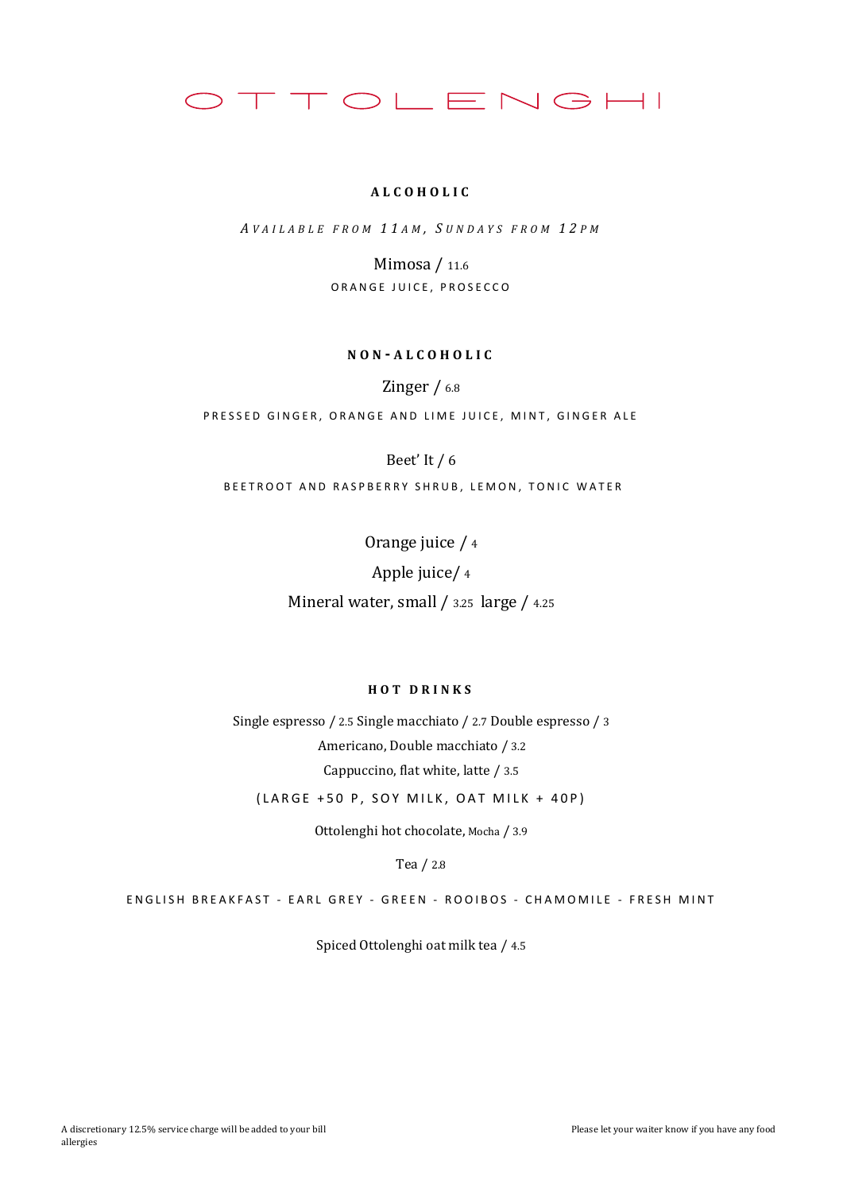# OTTOLENGHI

## ALCOHOLIC

*AVAILABLE FROM 11AM, SUNDAYS FROM 12PM*

Mimosa / 11.6

ORANGE JUICE, PROSECCO

## NON-ALCOHOLIC

Zinger / 6.8

PRESSED GINGER, ORANGE AND LIME JUICE, MINT, GINGER ALE

Beet' It / 6

BEETROOT AND RASPBERRY SHRUB, LEMON, TONIC WATER

Orange juice / 4

Apple juice/ 4

Mineral water, small / 3.25 large / 4.25

## HOT DRINKS

Single espresso / 2.5 Single macchiato / 2.7 Double espresso / 3

Americano, Double macchiato / 3.2

Cappuccino, flat white, latte / 3.5

(LARGE +50 P, SOY MILK, OAT MILK + 40P)

Ottolenghi hot chocolate, Mocha / 3.9

Tea / 2.8

ENGLISH BREAKFAST - EARL GREY - GREEN - ROOIBOS - CHAMOMILE - FRESH MINT

Spiced Ottolenghi oat milk tea / 4.5

A discretionary 12.5% service charge will be added to your bill

Please let your waiter know if you have any food allergies